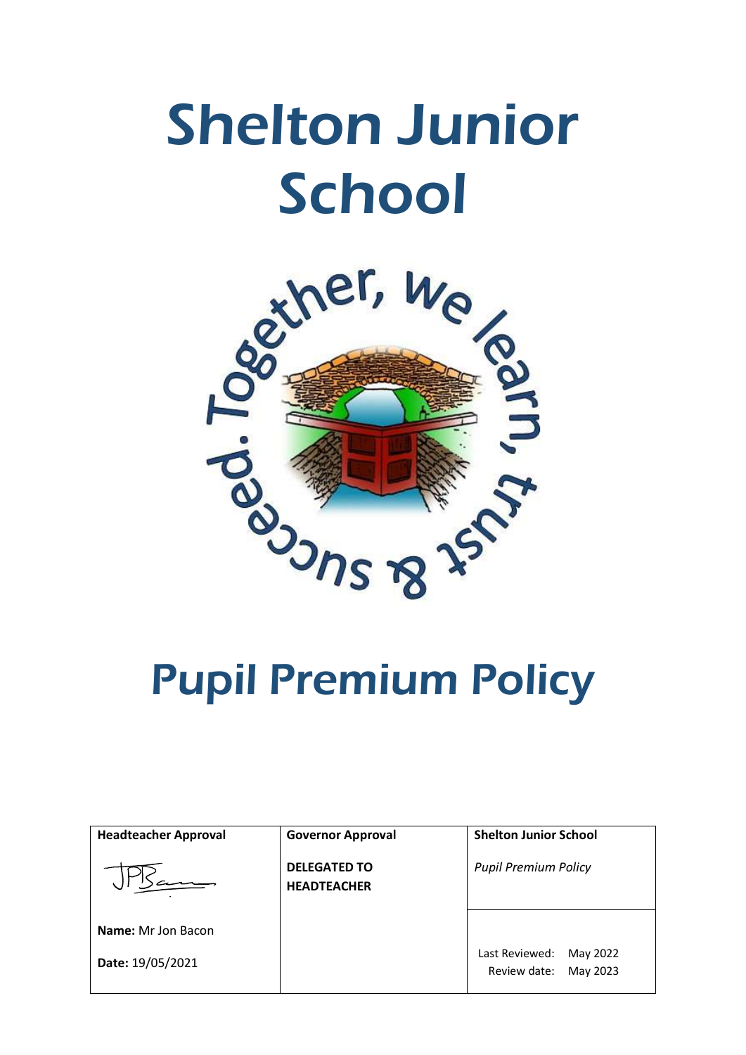# Shelton Junior School

Together, we learn, trust & succeed.

# Pupil Premium Policy

| Headteacher Approval | Governor Approval | Shelton Junior School |
| --- | --- | --- |
| | **DELEGATED TO HEADTEACHER** | *Pupil Premium Policy* |
| **Name:** Mr Jon Bacon<br>**Date:** 19/05/2021 | | Last Reviewed: May 2022<br>Review date: May 2023 |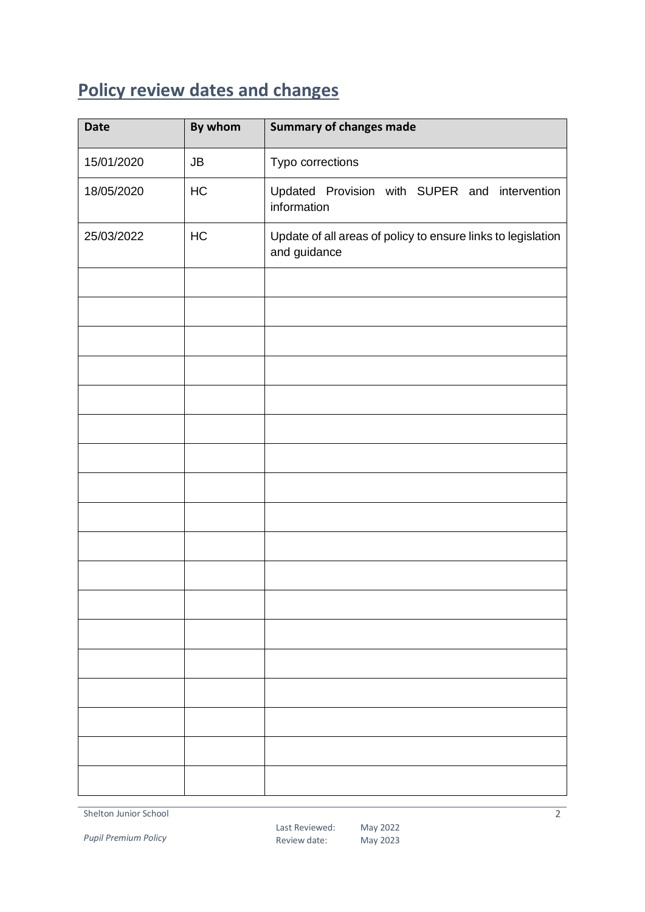## Policy review dates and changes

| Date | By whom | Summary of changes made |
|---|---|---|
| 15/01/2020 | JB | Typo corrections |
| 18/05/2020 | HC | Updated Provision with SUPER and intervention information |
| 25/03/2022 | HC | Update of all areas of policy to ensure links to legislation and guidance |
| | | |
| | | |
| | | |
| | | |
| | | |
| | | |
| | | |
| | | |
| | | |
| | | |
| | | |
| | | |
| | | |
| | | |
| | | |
| | | |
| | | |
| | | |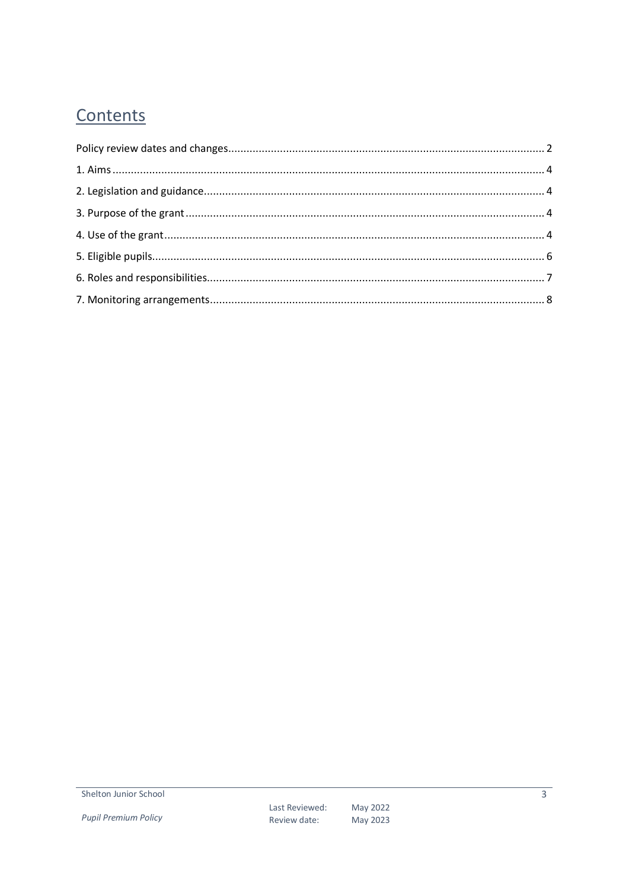# Contents

Policy review dates and changes ........ 2

1. Aims ........ 4

2. Legislation and guidance ........ 4

3. Purpose of the grant ........ 4

4. Use of the grant ........ 4

5. Eligible pupils ........ 6

6. Roles and responsibilities ........ 7

7. Monitoring arrangements ........ 8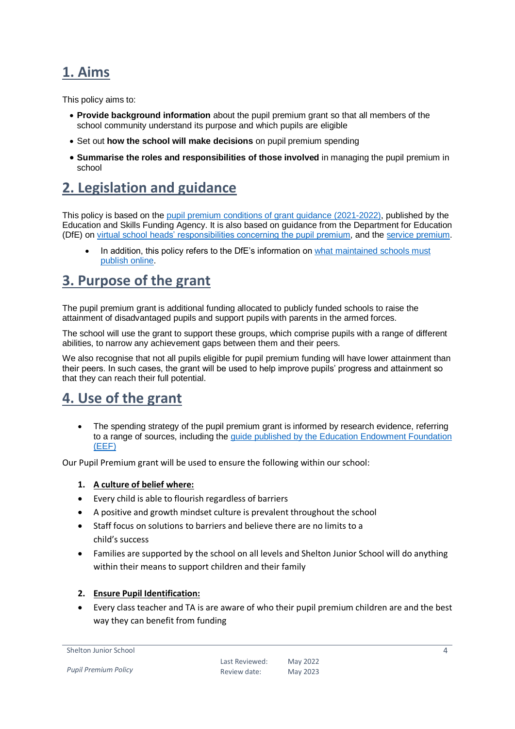## 1. Aims

This policy aims to:

- **Provide background information** about the pupil premium grant so that all members of the school community understand its purpose and which pupils are eligible
- Set out **how the school will make decisions** on pupil premium spending
- **Summarise the roles and responsibilities of those involved** in managing the pupil premium in school

## 2. Legislation and guidance

This policy is based on the pupil premium conditions of grant guidance (2021-2022), published by the Education and Skills Funding Agency. It is also based on guidance from the Department for Education (DfE) on virtual school heads' responsibilities concerning the pupil premium, and the service premium.

- In addition, this policy refers to the DfE's information on what maintained schools must publish online.

## 3. Purpose of the grant

The pupil premium grant is additional funding allocated to publicly funded schools to raise the attainment of disadvantaged pupils and support pupils with parents in the armed forces.

The school will use the grant to support these groups, which comprise pupils with a range of different abilities, to narrow any achievement gaps between them and their peers.

We also recognise that not all pupils eligible for pupil premium funding will have lower attainment than their peers. In such cases, the grant will be used to help improve pupils' progress and attainment so that they can reach their full potential.

## 4. Use of the grant

- The spending strategy of the pupil premium grant is informed by research evidence, referring to a range of sources, including the guide published by the Education Endowment Foundation (EEF)

Our Pupil Premium grant will be used to ensure the following within our school:

1. **A culture of belief where:**

- Every child is able to flourish regardless of barriers
- A positive and growth mindset culture is prevalent throughout the school
- Staff focus on solutions to barriers and believe there are no limits to a child's success
- Families are supported by the school on all levels and Shelton Junior School will do anything within their means to support children and their family

2. **Ensure Pupil Identification:**

- Every class teacher and TA is are aware of who their pupil premium children are and the best way they can benefit from funding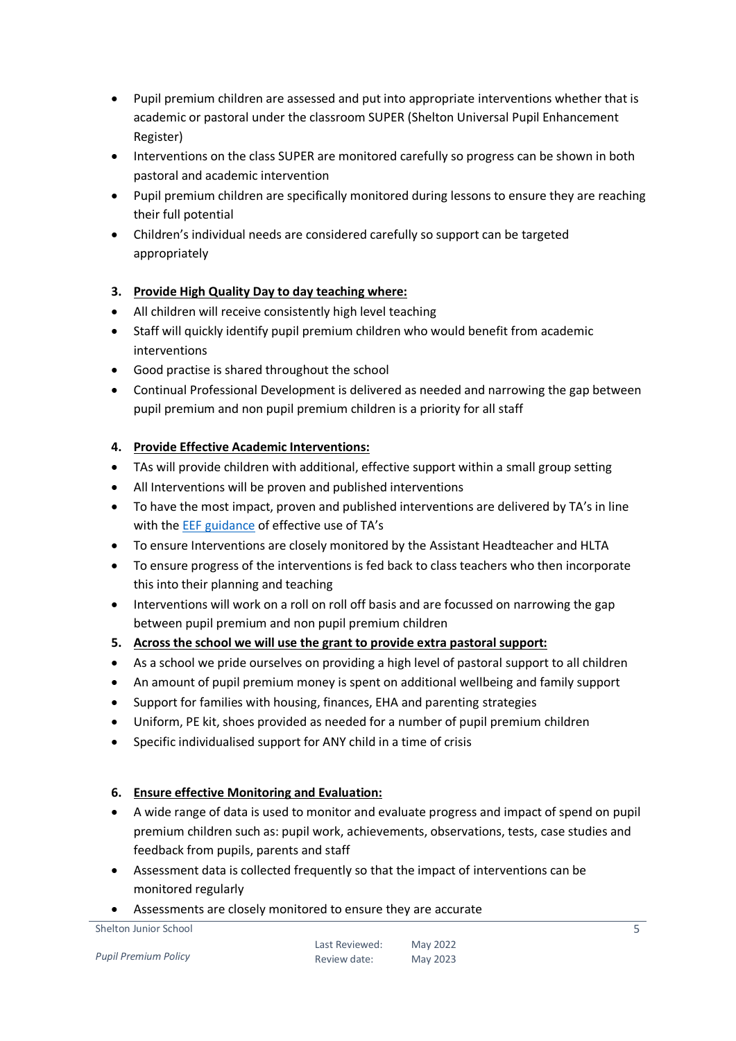- Pupil premium children are assessed and put into appropriate interventions whether that is academic or pastoral under the classroom SUPER (Shelton Universal Pupil Enhancement Register)
- Interventions on the class SUPER are monitored carefully so progress can be shown in both pastoral and academic intervention
- Pupil premium children are specifically monitored during lessons to ensure they are reaching their full potential
- Children's individual needs are considered carefully so support can be targeted appropriately

3. **Provide High Quality Day to day teaching where:**

- All children will receive consistently high level teaching
- Staff will quickly identify pupil premium children who would benefit from academic interventions
- Good practise is shared throughout the school
- Continual Professional Development is delivered as needed and narrowing the gap between pupil premium and non pupil premium children is a priority for all staff

4. **Provide Effective Academic Interventions:**

- TAs will provide children with additional, effective support within a small group setting
- All Interventions will be proven and published interventions
- To have the most impact, proven and published interventions are delivered by TA's in line with the EEF guidance of effective use of TA's
- To ensure Interventions are closely monitored by the Assistant Headteacher and HLTA
- To ensure progress of the interventions is fed back to class teachers who then incorporate this into their planning and teaching
- Interventions will work on a roll on roll off basis and are focussed on narrowing the gap between pupil premium and non pupil premium children

5. **Across the school we will use the grant to provide extra pastoral support:**

- As a school we pride ourselves on providing a high level of pastoral support to all children
- An amount of pupil premium money is spent on additional wellbeing and family support
- Support for families with housing, finances, EHA and parenting strategies
- Uniform, PE kit, shoes provided as needed for a number of pupil premium children
- Specific individualised support for ANY child in a time of crisis

6. **Ensure effective Monitoring and Evaluation:**

- A wide range of data is used to monitor and evaluate progress and impact of spend on pupil premium children such as: pupil work, achievements, observations, tests, case studies and feedback from pupils, parents and staff
- Assessment data is collected frequently so that the impact of interventions can be monitored regularly
- Assessments are closely monitored to ensure they are accurate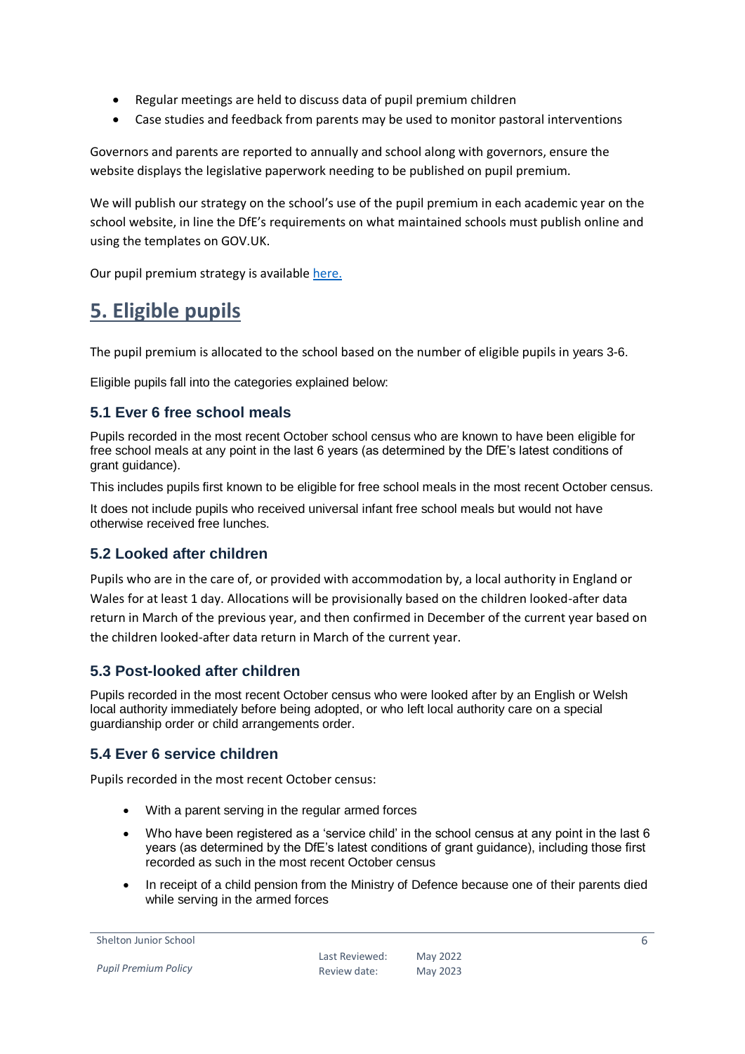- Regular meetings are held to discuss data of pupil premium children
- Case studies and feedback from parents may be used to monitor pastoral interventions

Governors and parents are reported to annually and school along with governors, ensure the website displays the legislative paperwork needing to be published on pupil premium.

We will publish our strategy on the school's use of the pupil premium in each academic year on the school website, in line the DfE's requirements on what maintained schools must publish online and using the templates on GOV.UK.

Our pupil premium strategy is available here.

# 5. Eligible pupils

The pupil premium is allocated to the school based on the number of eligible pupils in years 3-6.

Eligible pupils fall into the categories explained below:

## 5.1 Ever 6 free school meals

Pupils recorded in the most recent October school census who are known to have been eligible for free school meals at any point in the last 6 years (as determined by the DfE's latest conditions of grant guidance).

This includes pupils first known to be eligible for free school meals in the most recent October census.

It does not include pupils who received universal infant free school meals but would not have otherwise received free lunches.

## 5.2 Looked after children

Pupils who are in the care of, or provided with accommodation by, a local authority in England or Wales for at least 1 day. Allocations will be provisionally based on the children looked-after data return in March of the previous year, and then confirmed in December of the current year based on the children looked-after data return in March of the current year.

## 5.3 Post-looked after children

Pupils recorded in the most recent October census who were looked after by an English or Welsh local authority immediately before being adopted, or who left local authority care on a special guardianship order or child arrangements order.

## 5.4 Ever 6 service children

Pupils recorded in the most recent October census:

- With a parent serving in the regular armed forces
- Who have been registered as a 'service child' in the school census at any point in the last 6 years (as determined by the DfE's latest conditions of grant guidance), including those first recorded as such in the most recent October census
- In receipt of a child pension from the Ministry of Defence because one of their parents died while serving in the armed forces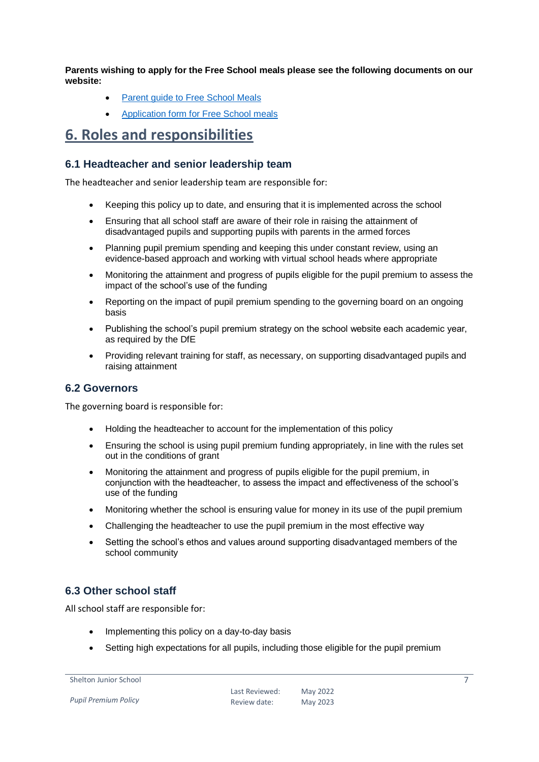**Parents wishing to apply for the Free School meals please see the following documents on our website:**

- Parent guide to Free School Meals
- Application form for Free School meals

# 6. Roles and responsibilities

## 6.1 Headteacher and senior leadership team

The headteacher and senior leadership team are responsible for:

- Keeping this policy up to date, and ensuring that it is implemented across the school
- Ensuring that all school staff are aware of their role in raising the attainment of disadvantaged pupils and supporting pupils with parents in the armed forces
- Planning pupil premium spending and keeping this under constant review, using an evidence-based approach and working with virtual school heads where appropriate
- Monitoring the attainment and progress of pupils eligible for the pupil premium to assess the impact of the school's use of the funding
- Reporting on the impact of pupil premium spending to the governing board on an ongoing basis
- Publishing the school's pupil premium strategy on the school website each academic year, as required by the DfE
- Providing relevant training for staff, as necessary, on supporting disadvantaged pupils and raising attainment

## 6.2 Governors

The governing board is responsible for:

- Holding the headteacher to account for the implementation of this policy
- Ensuring the school is using pupil premium funding appropriately, in line with the rules set out in the conditions of grant
- Monitoring the attainment and progress of pupils eligible for the pupil premium, in conjunction with the headteacher, to assess the impact and effectiveness of the school's use of the funding
- Monitoring whether the school is ensuring value for money in its use of the pupil premium
- Challenging the headteacher to use the pupil premium in the most effective way
- Setting the school's ethos and values around supporting disadvantaged members of the school community

## 6.3 Other school staff

All school staff are responsible for:

- Implementing this policy on a day-to-day basis
- Setting high expectations for all pupils, including those eligible for the pupil premium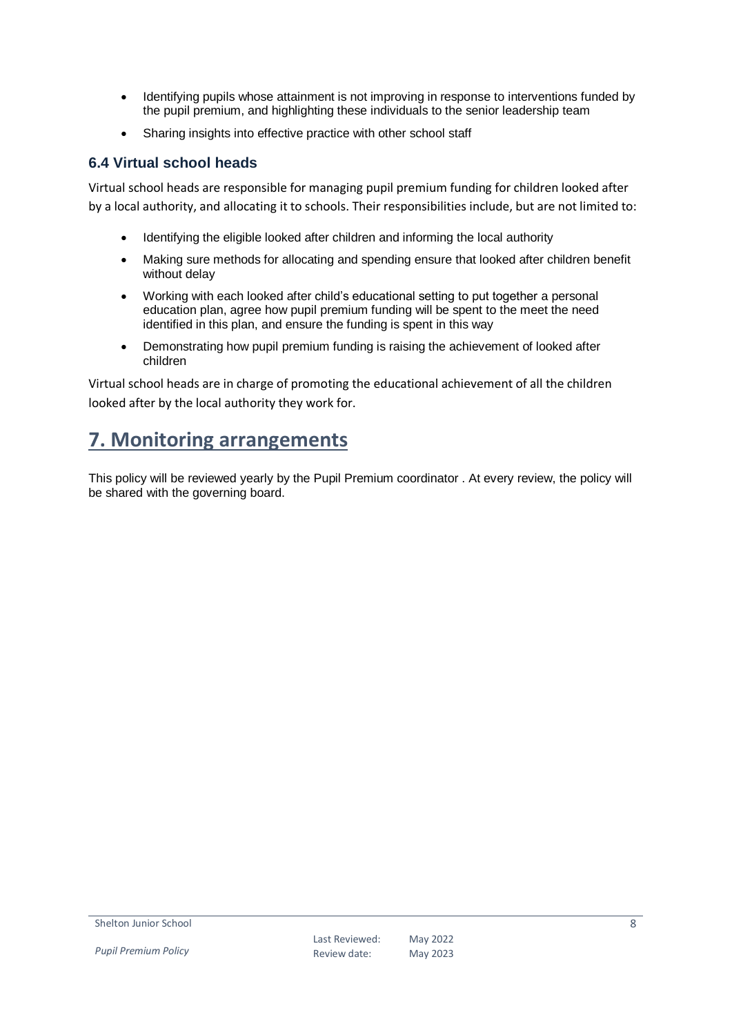- Identifying pupils whose attainment is not improving in response to interventions funded by the pupil premium, and highlighting these individuals to the senior leadership team
- Sharing insights into effective practice with other school staff

### 6.4 Virtual school heads

Virtual school heads are responsible for managing pupil premium funding for children looked after by a local authority, and allocating it to schools. Their responsibilities include, but are not limited to:

- Identifying the eligible looked after children and informing the local authority
- Making sure methods for allocating and spending ensure that looked after children benefit without delay
- Working with each looked after child's educational setting to put together a personal education plan, agree how pupil premium funding will be spent to the meet the need identified in this plan, and ensure the funding is spent in this way
- Demonstrating how pupil premium funding is raising the achievement of looked after children

Virtual school heads are in charge of promoting the educational achievement of all the children looked after by the local authority they work for.

## 7. Monitoring arrangements

This policy will be reviewed yearly by the Pupil Premium coordinator . At every review, the policy will be shared with the governing board.